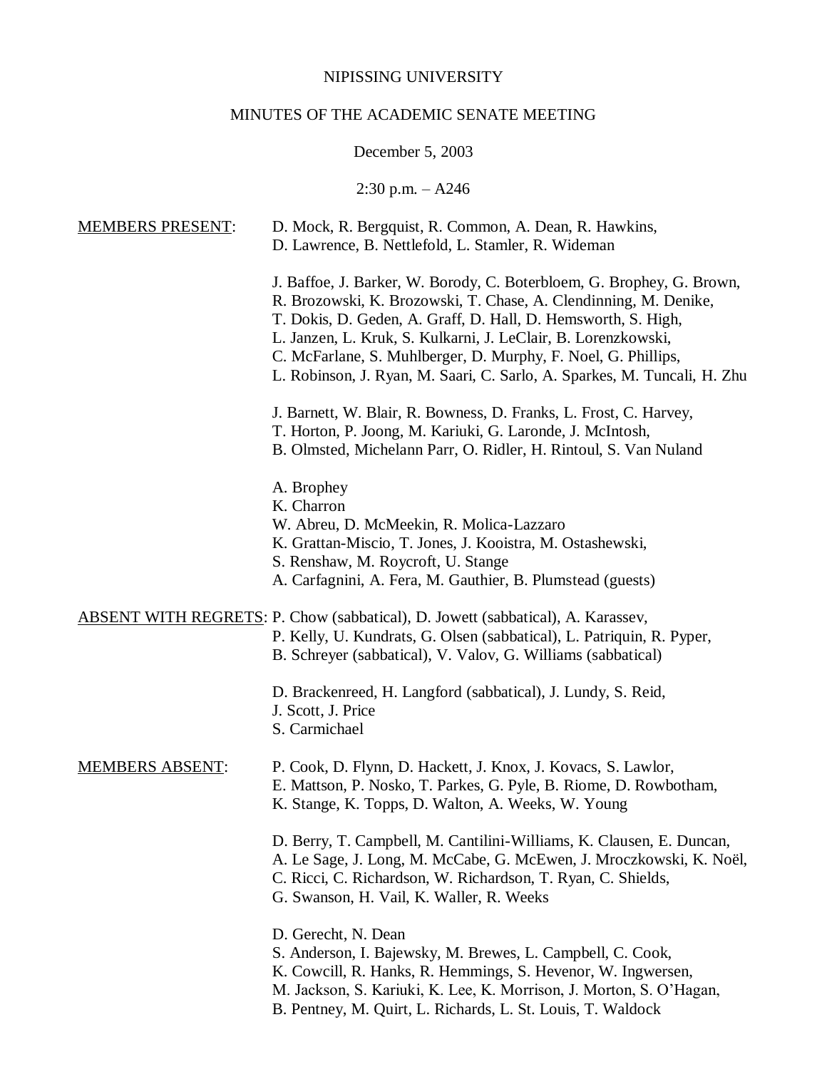NIPISSING UNIVERSITY

MINUTES OF THE ACADEMIC SENATE MEETING

December 5, 2003

2:30 p.m. – A246

MEMBERS PRESENT: D. Mock, R. Bergquist, R. Common, A. Dean, R. Hawkins, D. Lawrence, B. Nettlefold, L. Stamler, R. Wideman

J. Baffoe, J. Barker, W. Borody, C. Boterbloem, G. Brophey, G. Brown, R. Brozowski, K. Brozowski, T. Chase, A. Clendinning, M. Denike, T. Dokis, D. Geden, A. Graff, D. Hall, D. Hemsworth, S. High, L. Janzen, L. Kruk, S. Kulkarni, J. LeClair, B. Lorenzkowski, C. McFarlane, S. Muhlberger, D. Murphy, F. Noel, G. Phillips, L. Robinson, J. Ryan, M. Saari, C. Sarlo, A. Sparkes, M. Tuncali, H. Zhu

J. Barnett, W. Blair, R. Bowness, D. Franks, L. Frost, C. Harvey, T. Horton, P. Joong, M. Kariuki, G. Laronde, J. McIntosh, B. Olmsted, Michelann Parr, O. Ridler, H. Rintoul, S. Van Nuland

A. Brophey
K. Charron
W. Abreu, D. McMeekin, R. Molica-Lazzaro
K. Grattan-Miscio, T. Jones, J. Kooistra, M. Ostashewski, S. Renshaw, M. Roycroft, U. Stange
A. Carfagnini, A. Fera, M. Gauthier, B. Plumstead (guests)

ABSENT WITH REGRETS: P. Chow (sabbatical), D. Jowett (sabbatical), A. Karassev, P. Kelly, U. Kundrats, G. Olsen (sabbatical), L. Patriquin, R. Pyper, B. Schreyer (sabbatical), V. Valov, G. Williams (sabbatical)

D. Brackenreed, H. Langford (sabbatical), J. Lundy, S. Reid, J. Scott, J. Price
S. Carmichael

MEMBERS ABSENT: P. Cook, D. Flynn, D. Hackett, J. Knox, J. Kovacs, S. Lawlor, E. Mattson, P. Nosko, T. Parkes, G. Pyle, B. Riome, D. Rowbotham, K. Stange, K. Topps, D. Walton, A. Weeks, W. Young

D. Berry, T. Campbell, M. Cantilini-Williams, K. Clausen, E. Duncan, A. Le Sage, J. Long, M. McCabe, G. McEwen, J. Mroczkowski, K. Noël, C. Ricci, C. Richardson, W. Richardson, T. Ryan, C. Shields, G. Swanson, H. Vail, K. Waller, R. Weeks

D. Gerecht, N. Dean
S. Anderson, I. Bajewsky, M. Brewes, L. Campbell, C. Cook, K. Cowcill, R. Hanks, R. Hemmings, S. Hevenor, W. Ingwersen, M. Jackson, S. Kariuki, K. Lee, K. Morrison, J. Morton, S. O'Hagan, B. Pentney, M. Quirt, L. Richards, L. St. Louis, T. Waldock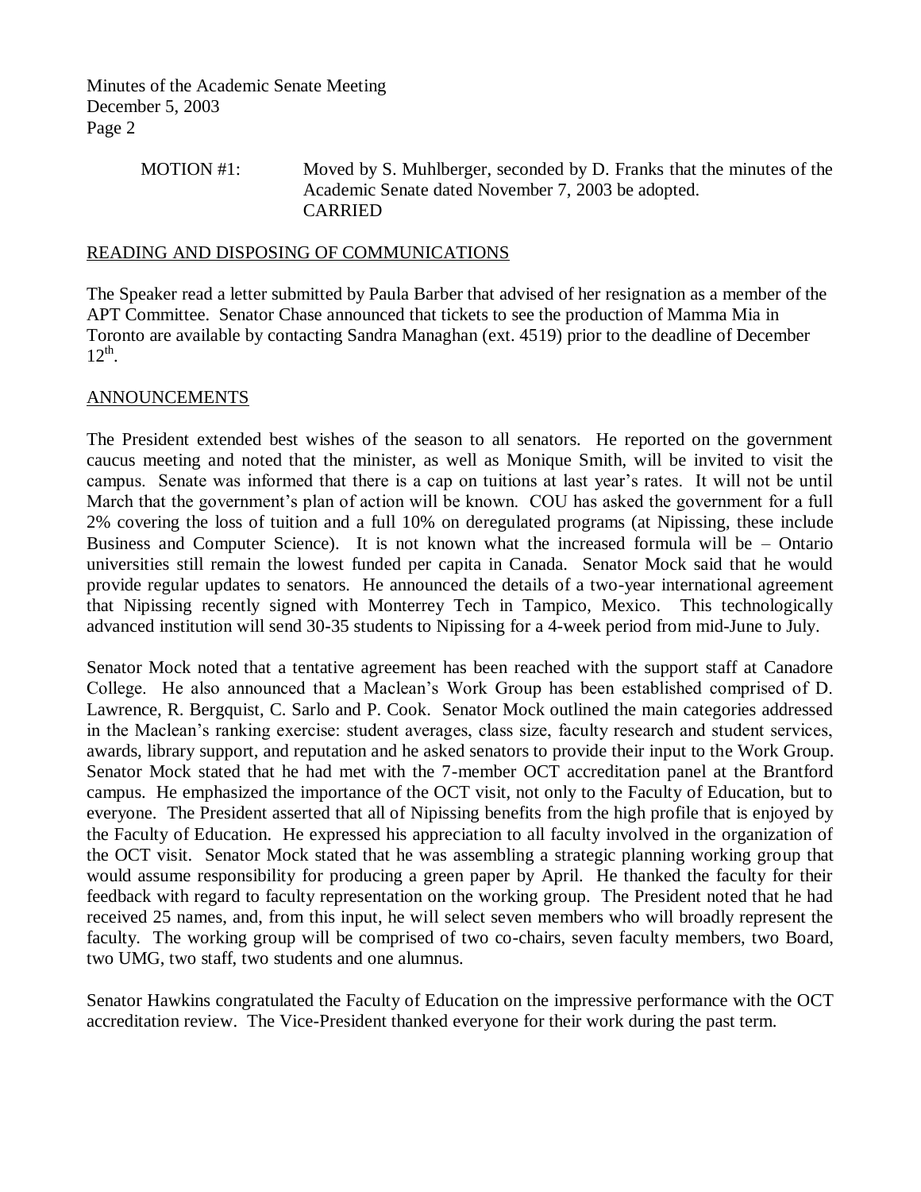MOTION #1: Moved by S. Muhlberger, seconded by D. Franks that the minutes of the Academic Senate dated November 7, 2003 be adopted.
CARRIED

## READING AND DISPOSING OF COMMUNICATIONS

The Speaker read a letter submitted by Paula Barber that advised of her resignation as a member of the APT Committee. Senator Chase announced that tickets to see the production of Mamma Mia in Toronto are available by contacting Sandra Managhan (ext. 4519) prior to the deadline of December 12th.

## ANNOUNCEMENTS

The President extended best wishes of the season to all senators. He reported on the government caucus meeting and noted that the minister, as well as Monique Smith, will be invited to visit the campus. Senate was informed that there is a cap on tuitions at last year's rates. It will not be until March that the government's plan of action will be known. COU has asked the government for a full 2% covering the loss of tuition and a full 10% on deregulated programs (at Nipissing, these include Business and Computer Science). It is not known what the increased formula will be – Ontario universities still remain the lowest funded per capita in Canada. Senator Mock said that he would provide regular updates to senators. He announced the details of a two-year international agreement that Nipissing recently signed with Monterrey Tech in Tampico, Mexico. This technologically advanced institution will send 30-35 students to Nipissing for a 4-week period from mid-June to July.

Senator Mock noted that a tentative agreement has been reached with the support staff at Canadore College. He also announced that a Maclean's Work Group has been established comprised of D. Lawrence, R. Bergquist, C. Sarlo and P. Cook. Senator Mock outlined the main categories addressed in the Maclean's ranking exercise: student averages, class size, faculty research and student services, awards, library support, and reputation and he asked senators to provide their input to the Work Group. Senator Mock stated that he had met with the 7-member OCT accreditation panel at the Brantford campus. He emphasized the importance of the OCT visit, not only to the Faculty of Education, but to everyone. The President asserted that all of Nipissing benefits from the high profile that is enjoyed by the Faculty of Education. He expressed his appreciation to all faculty involved in the organization of the OCT visit. Senator Mock stated that he was assembling a strategic planning working group that would assume responsibility for producing a green paper by April. He thanked the faculty for their feedback with regard to faculty representation on the working group. The President noted that he had received 25 names, and, from this input, he will select seven members who will broadly represent the faculty. The working group will be comprised of two co-chairs, seven faculty members, two Board, two UMG, two staff, two students and one alumnus.

Senator Hawkins congratulated the Faculty of Education on the impressive performance with the OCT accreditation review. The Vice-President thanked everyone for their work during the past term.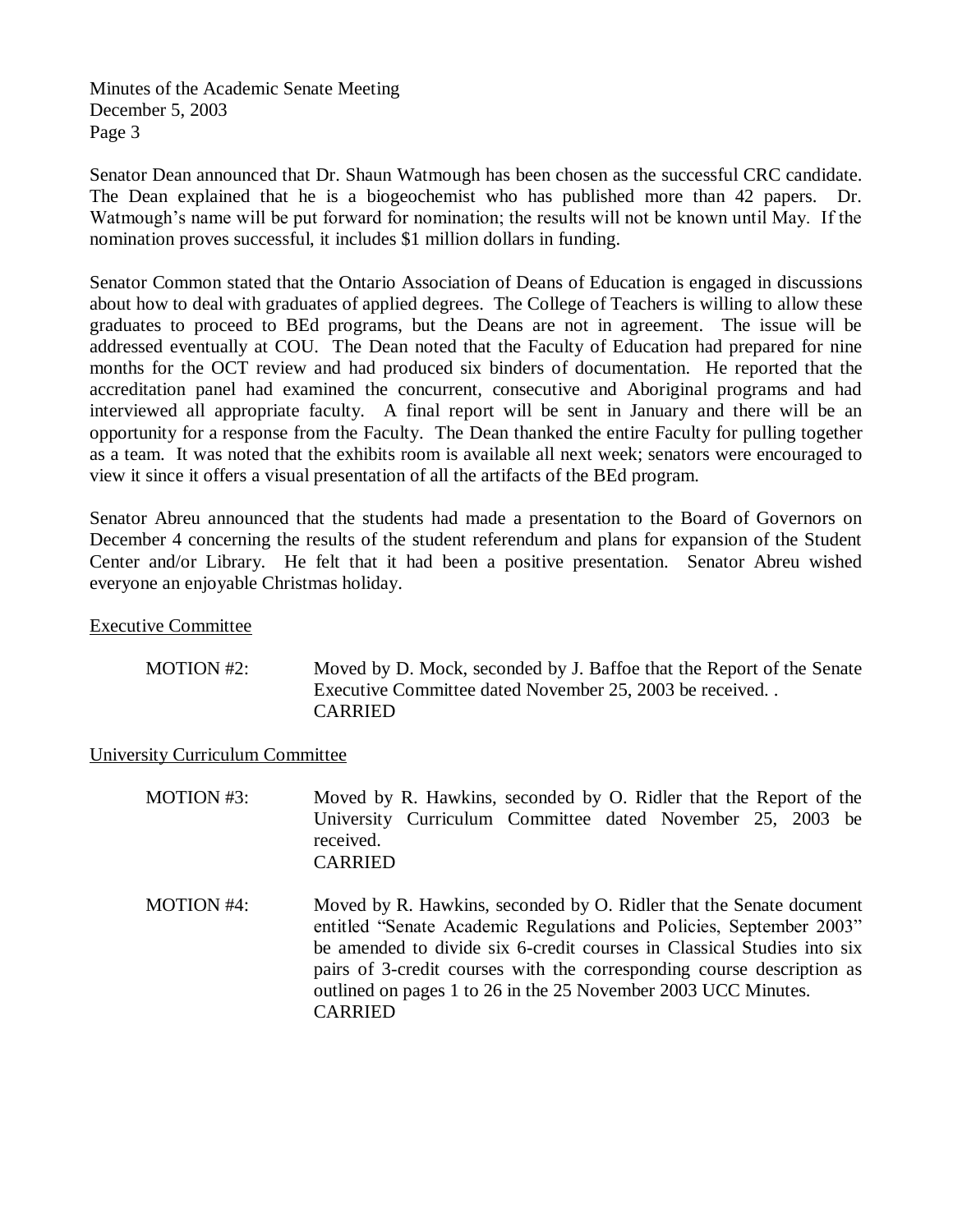Senator Dean announced that Dr. Shaun Watmough has been chosen as the successful CRC candidate. The Dean explained that he is a biogeochemist who has published more than 42 papers. Dr. Watmough's name will be put forward for nomination; the results will not be known until May. If the nomination proves successful, it includes $1 million dollars in funding.

Senator Common stated that the Ontario Association of Deans of Education is engaged in discussions about how to deal with graduates of applied degrees. The College of Teachers is willing to allow these graduates to proceed to BEd programs, but the Deans are not in agreement. The issue will be addressed eventually at COU. The Dean noted that the Faculty of Education had prepared for nine months for the OCT review and had produced six binders of documentation. He reported that the accreditation panel had examined the concurrent, consecutive and Aboriginal programs and had interviewed all appropriate faculty. A final report will be sent in January and there will be an opportunity for a response from the Faculty. The Dean thanked the entire Faculty for pulling together as a team. It was noted that the exhibits room is available all next week; senators were encouraged to view it since it offers a visual presentation of all the artifacts of the BEd program.

Senator Abreu announced that the students had made a presentation to the Board of Governors on December 4 concerning the results of the student referendum and plans for expansion of the Student Center and/or Library. He felt that it had been a positive presentation. Senator Abreu wished everyone an enjoyable Christmas holiday.

Executive Committee

MOTION #2: Moved by D. Mock, seconded by J. Baffoe that the Report of the Senate Executive Committee dated November 25, 2003 be received. .
CARRIED

University Curriculum Committee

MOTION #3: Moved by R. Hawkins, seconded by O. Ridler that the Report of the University Curriculum Committee dated November 25, 2003 be received.
CARRIED

MOTION #4: Moved by R. Hawkins, seconded by O. Ridler that the Senate document entitled "Senate Academic Regulations and Policies, September 2003" be amended to divide six 6-credit courses in Classical Studies into six pairs of 3-credit courses with the corresponding course description as outlined on pages 1 to 26 in the 25 November 2003 UCC Minutes.
CARRIED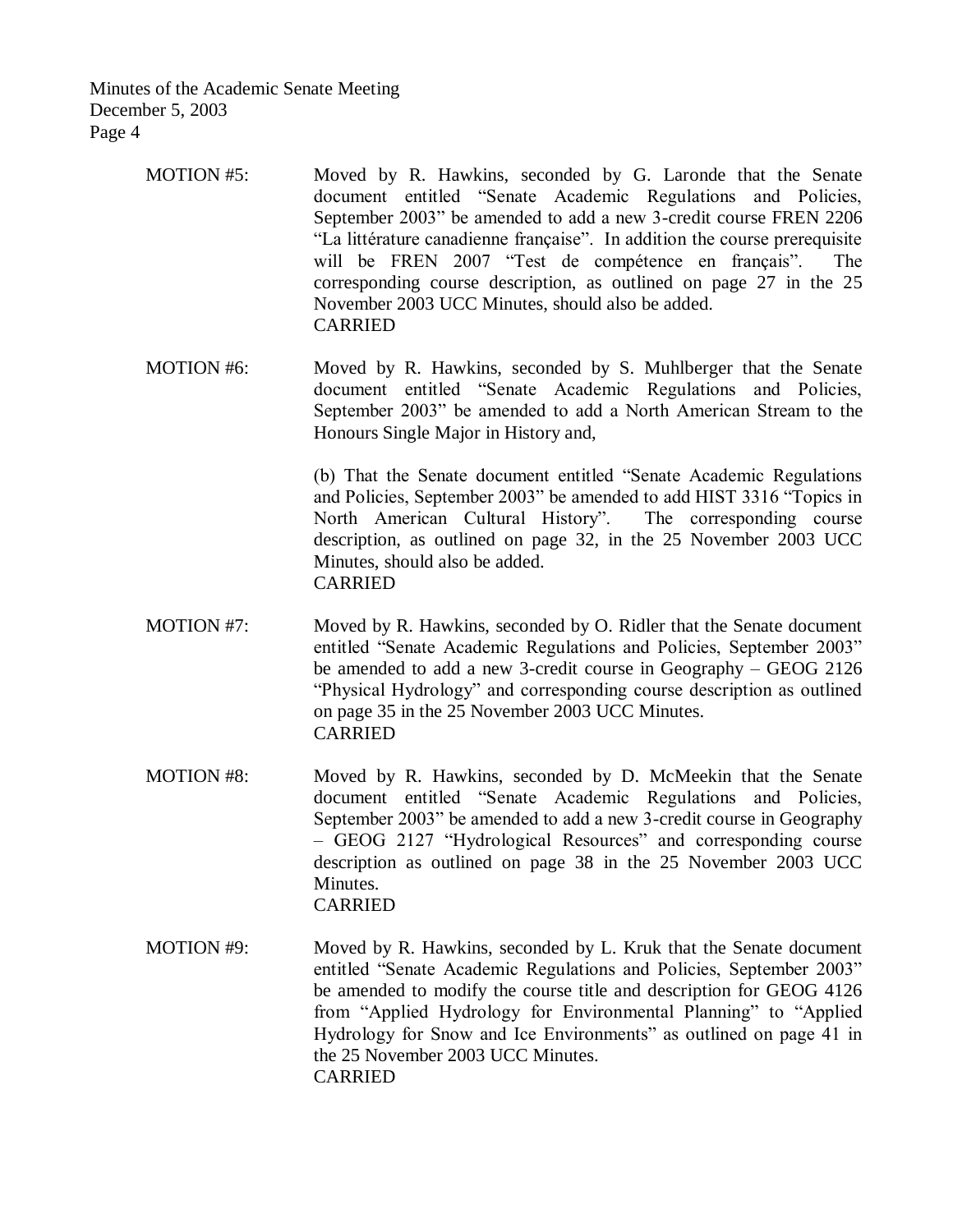MOTION #5: Moved by R. Hawkins, seconded by G. Laronde that the Senate document entitled "Senate Academic Regulations and Policies, September 2003" be amended to add a new 3-credit course FREN 2206 "La littérature canadienne française". In addition the course prerequisite will be FREN 2007 "Test de compétence en français". The corresponding course description, as outlined on page 27 in the 25 November 2003 UCC Minutes, should also be added.
CARRIED

MOTION #6: Moved by R. Hawkins, seconded by S. Muhlberger that the Senate document entitled "Senate Academic Regulations and Policies, September 2003" be amended to add a North American Stream to the Honours Single Major in History and,

(b) That the Senate document entitled "Senate Academic Regulations and Policies, September 2003" be amended to add HIST 3316 "Topics in North American Cultural History". The corresponding course description, as outlined on page 32, in the 25 November 2003 UCC Minutes, should also be added.
CARRIED

MOTION #7: Moved by R. Hawkins, seconded by O. Ridler that the Senate document entitled "Senate Academic Regulations and Policies, September 2003" be amended to add a new 3-credit course in Geography – GEOG 2126 "Physical Hydrology" and corresponding course description as outlined on page 35 in the 25 November 2003 UCC Minutes.
CARRIED

MOTION #8: Moved by R. Hawkins, seconded by D. McMeekin that the Senate document entitled "Senate Academic Regulations and Policies, September 2003" be amended to add a new 3-credit course in Geography – GEOG 2127 "Hydrological Resources" and corresponding course description as outlined on page 38 in the 25 November 2003 UCC Minutes.
CARRIED

MOTION #9: Moved by R. Hawkins, seconded by L. Kruk that the Senate document entitled "Senate Academic Regulations and Policies, September 2003" be amended to modify the course title and description for GEOG 4126 from "Applied Hydrology for Environmental Planning" to "Applied Hydrology for Snow and Ice Environments" as outlined on page 41 in the 25 November 2003 UCC Minutes.
CARRIED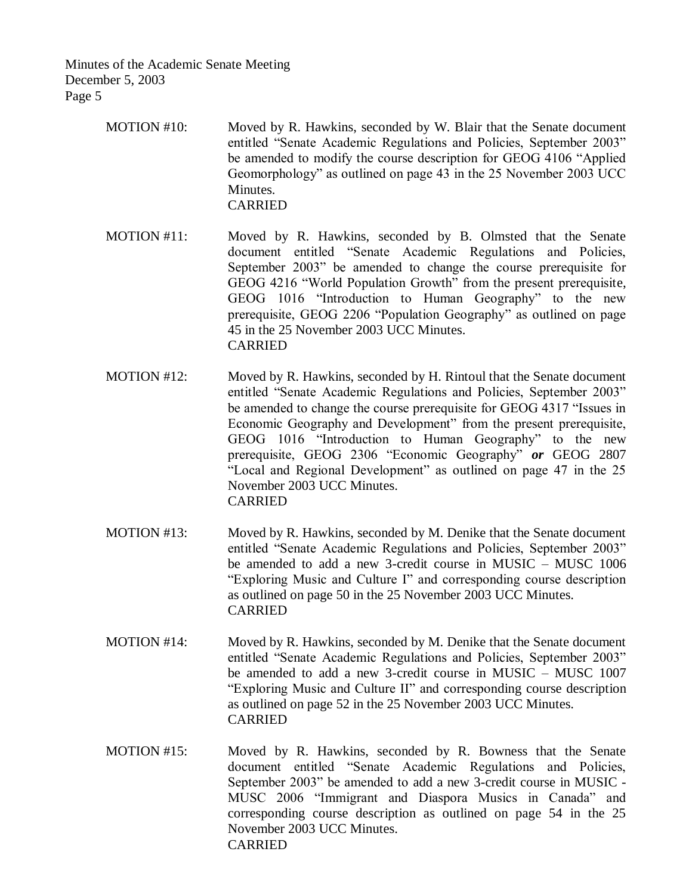MOTION #10: Moved by R. Hawkins, seconded by W. Blair that the Senate document entitled "Senate Academic Regulations and Policies, September 2003" be amended to modify the course description for GEOG 4106 "Applied Geomorphology" as outlined on page 43 in the 25 November 2003 UCC Minutes.
CARRIED

MOTION #11: Moved by R. Hawkins, seconded by B. Olmsted that the Senate document entitled "Senate Academic Regulations and Policies, September 2003" be amended to change the course prerequisite for GEOG 4216 "World Population Growth" from the present prerequisite, GEOG 1016 "Introduction to Human Geography" to the new prerequisite, GEOG 2206 "Population Geography" as outlined on page 45 in the 25 November 2003 UCC Minutes.
CARRIED

MOTION #12: Moved by R. Hawkins, seconded by H. Rintoul that the Senate document entitled "Senate Academic Regulations and Policies, September 2003" be amended to change the course prerequisite for GEOG 4317 "Issues in Economic Geography and Development" from the present prerequisite, GEOG 1016 "Introduction to Human Geography" to the new prerequisite, GEOG 2306 "Economic Geography" ***or*** GEOG 2807 "Local and Regional Development" as outlined on page 47 in the 25 November 2003 UCC Minutes.
CARRIED

MOTION #13: Moved by R. Hawkins, seconded by M. Denike that the Senate document entitled "Senate Academic Regulations and Policies, September 2003" be amended to add a new 3-credit course in MUSIC – MUSC 1006 "Exploring Music and Culture I" and corresponding course description as outlined on page 50 in the 25 November 2003 UCC Minutes.
CARRIED

MOTION #14: Moved by R. Hawkins, seconded by M. Denike that the Senate document entitled "Senate Academic Regulations and Policies, September 2003" be amended to add a new 3-credit course in MUSIC – MUSC 1007 "Exploring Music and Culture II" and corresponding course description as outlined on page 52 in the 25 November 2003 UCC Minutes.
CARRIED

MOTION #15: Moved by R. Hawkins, seconded by R. Bowness that the Senate document entitled "Senate Academic Regulations and Policies, September 2003" be amended to add a new 3-credit course in MUSIC - MUSC 2006 "Immigrant and Diaspora Musics in Canada" and corresponding course description as outlined on page 54 in the 25 November 2003 UCC Minutes.
CARRIED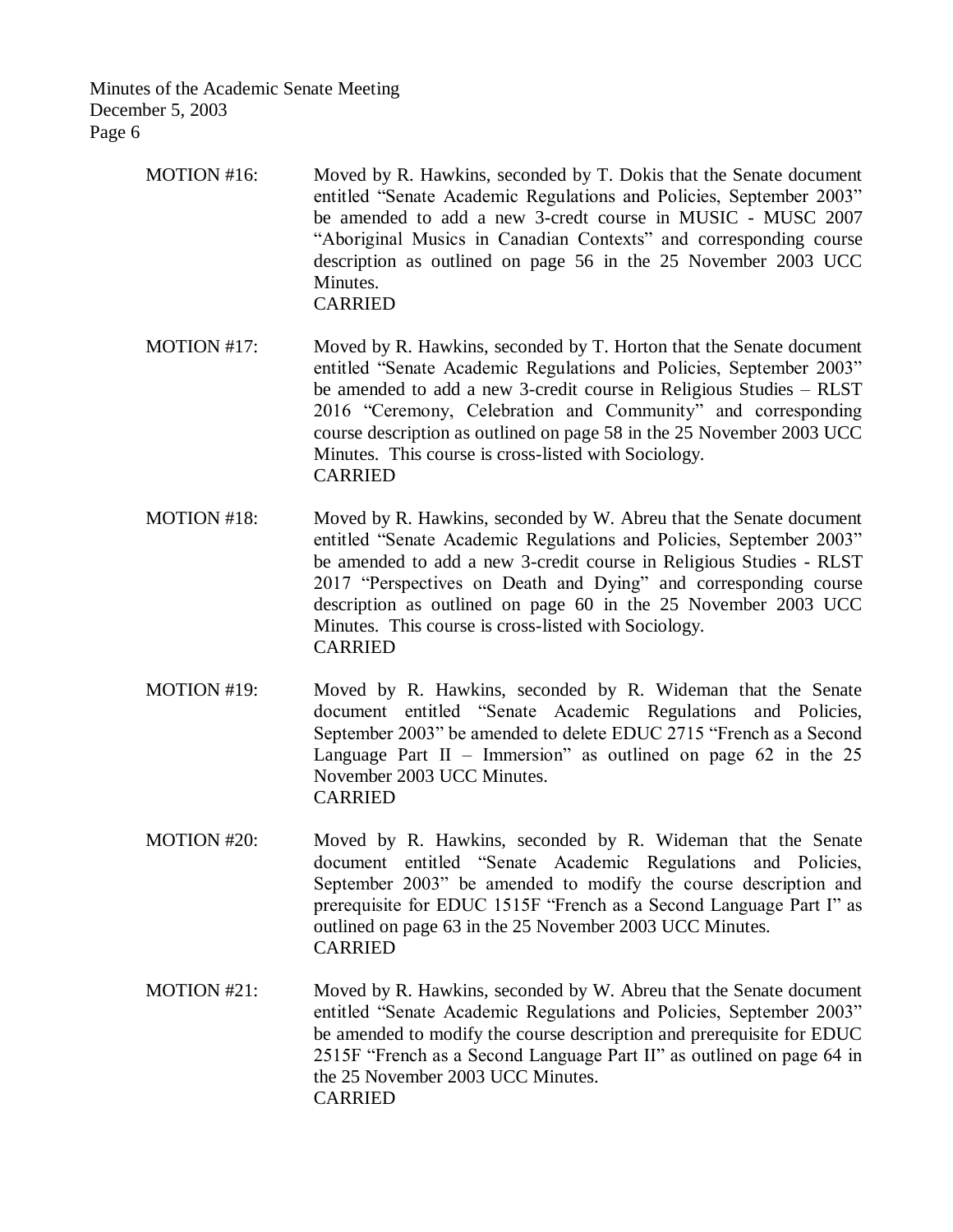MOTION #16: Moved by R. Hawkins, seconded by T. Dokis that the Senate document entitled "Senate Academic Regulations and Policies, September 2003" be amended to add a new 3-credt course in MUSIC - MUSC 2007 "Aboriginal Musics in Canadian Contexts" and corresponding course description as outlined on page 56 in the 25 November 2003 UCC Minutes.
CARRIED

MOTION #17: Moved by R. Hawkins, seconded by T. Horton that the Senate document entitled "Senate Academic Regulations and Policies, September 2003" be amended to add a new 3-credit course in Religious Studies – RLST 2016 "Ceremony, Celebration and Community" and corresponding course description as outlined on page 58 in the 25 November 2003 UCC Minutes. This course is cross-listed with Sociology.
CARRIED

MOTION #18: Moved by R. Hawkins, seconded by W. Abreu that the Senate document entitled "Senate Academic Regulations and Policies, September 2003" be amended to add a new 3-credit course in Religious Studies - RLST 2017 "Perspectives on Death and Dying" and corresponding course description as outlined on page 60 in the 25 November 2003 UCC Minutes. This course is cross-listed with Sociology.
CARRIED

MOTION #19: Moved by R. Hawkins, seconded by R. Wideman that the Senate document entitled "Senate Academic Regulations and Policies, September 2003" be amended to delete EDUC 2715 "French as a Second Language Part II – Immersion" as outlined on page 62 in the 25 November 2003 UCC Minutes.
CARRIED

MOTION #20: Moved by R. Hawkins, seconded by R. Wideman that the Senate document entitled "Senate Academic Regulations and Policies, September 2003" be amended to modify the course description and prerequisite for EDUC 1515F "French as a Second Language Part I" as outlined on page 63 in the 25 November 2003 UCC Minutes.
CARRIED

MOTION #21: Moved by R. Hawkins, seconded by W. Abreu that the Senate document entitled "Senate Academic Regulations and Policies, September 2003" be amended to modify the course description and prerequisite for EDUC 2515F "French as a Second Language Part II" as outlined on page 64 in the 25 November 2003 UCC Minutes.
CARRIED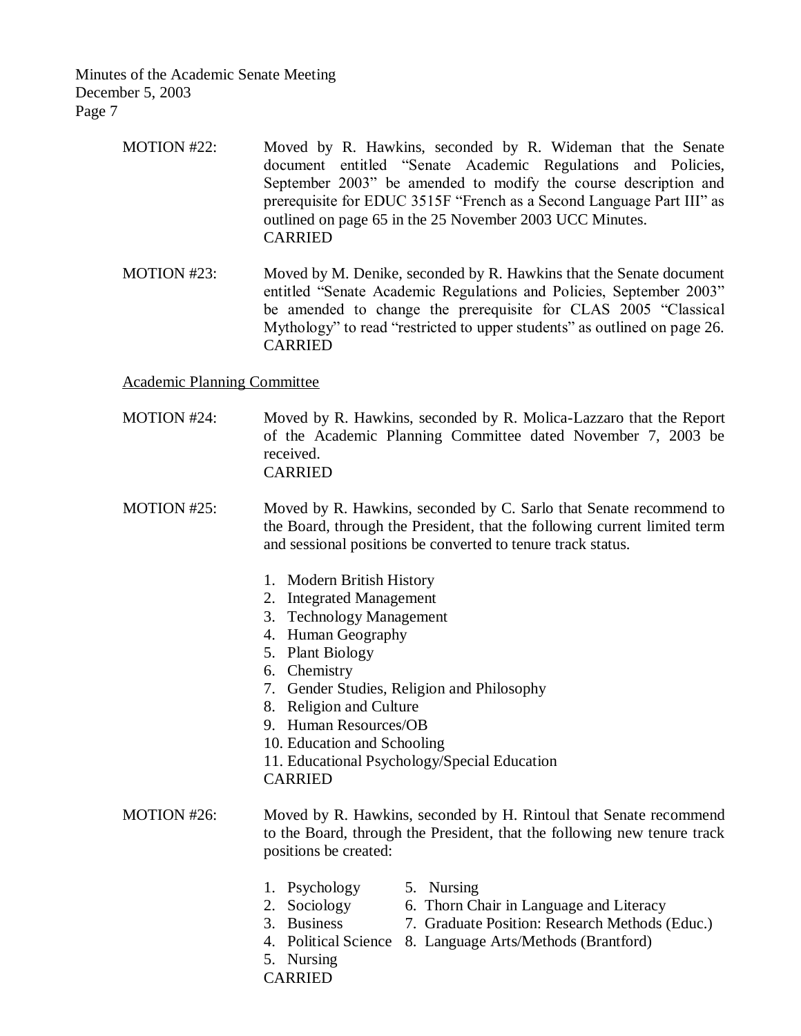MOTION #22: Moved by R. Hawkins, seconded by R. Wideman that the Senate document entitled "Senate Academic Regulations and Policies, September 2003" be amended to modify the course description and prerequisite for EDUC 3515F "French as a Second Language Part III" as outlined on page 65 in the 25 November 2003 UCC Minutes.
CARRIED

MOTION #23: Moved by M. Denike, seconded by R. Hawkins that the Senate document entitled "Senate Academic Regulations and Policies, September 2003" be amended to change the prerequisite for CLAS 2005 "Classical Mythology" to read "restricted to upper students" as outlined on page 26.
CARRIED

<u>Academic Planning Committee</u>

MOTION #24: Moved by R. Hawkins, seconded by R. Molica-Lazzaro that the Report of the Academic Planning Committee dated November 7, 2003 be received.
CARRIED

MOTION #25: Moved by R. Hawkins, seconded by C. Sarlo that Senate recommend to the Board, through the President, that the following current limited term and sessional positions be converted to tenure track status.

1. Modern British History
2. Integrated Management
3. Technology Management
4. Human Geography
5. Plant Biology
6. Chemistry
7. Gender Studies, Religion and Philosophy
8. Religion and Culture
9. Human Resources/OB
10. Education and Schooling
11. Educational Psychology/Special Education

CARRIED

MOTION #26: Moved by R. Hawkins, seconded by H. Rintoul that Senate recommend to the Board, through the President, that the following new tenure track positions be created:

1. Psychology
2. Sociology
3. Business
4. Political Science
5. Nursing
5. Nursing
6. Thorn Chair in Language and Literacy
7. Graduate Position: Research Methods (Educ.)
8. Language Arts/Methods (Brantford)

CARRIED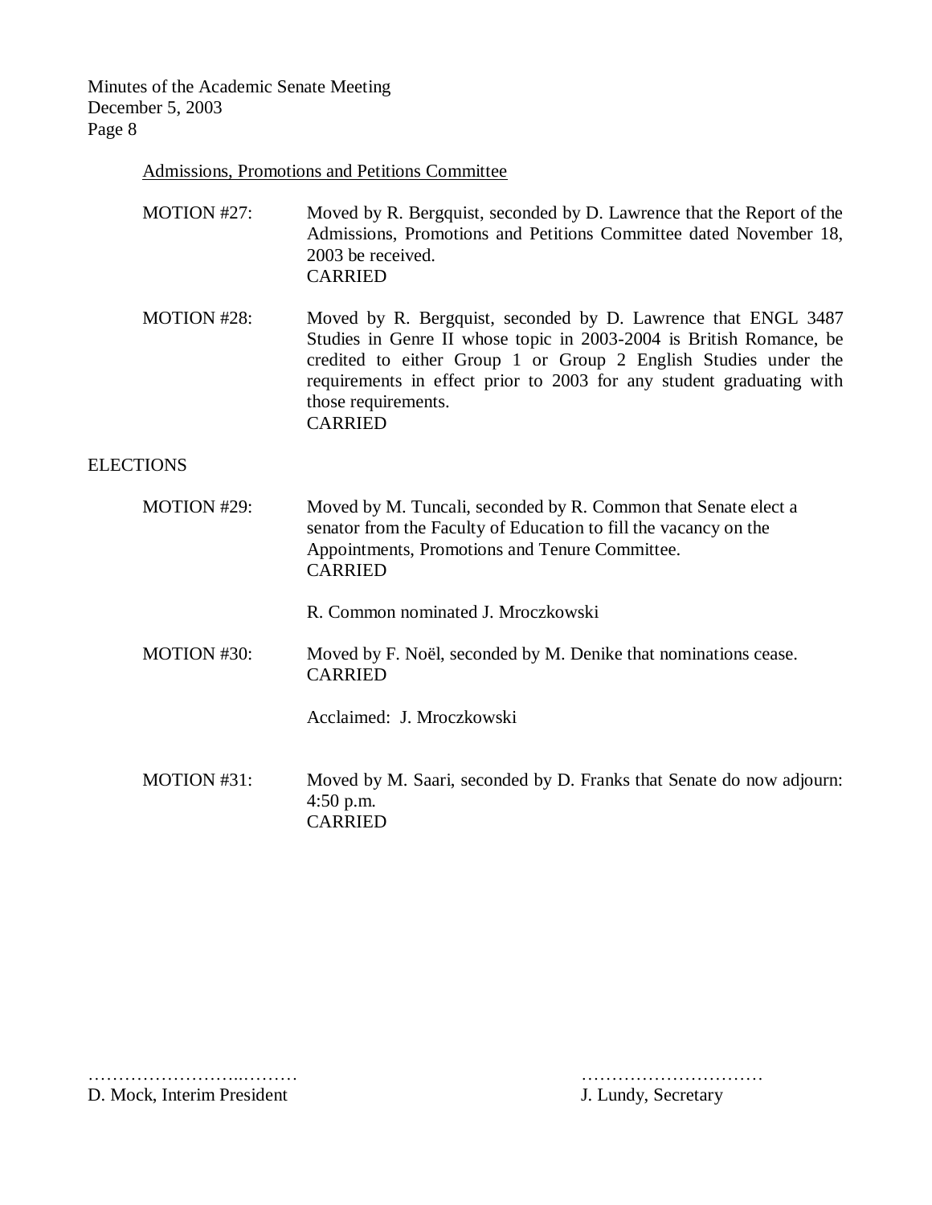Admissions, Promotions and Petitions Committee

MOTION #27: Moved by R. Bergquist, seconded by D. Lawrence that the Report of the Admissions, Promotions and Petitions Committee dated November 18, 2003 be received.
CARRIED

MOTION #28: Moved by R. Bergquist, seconded by D. Lawrence that ENGL 3487 Studies in Genre II whose topic in 2003-2004 is British Romance, be credited to either Group 1 or Group 2 English Studies under the requirements in effect prior to 2003 for any student graduating with those requirements.
CARRIED

## ELECTIONS

MOTION #29: Moved by M. Tuncali, seconded by R. Common that Senate elect a senator from the Faculty of Education to fill the vacancy on the Appointments, Promotions and Tenure Committee.
CARRIED

R. Common nominated J. Mroczkowski

MOTION #30: Moved by F. Noël, seconded by M. Denike that nominations cease.
CARRIED

Acclaimed: J. Mroczkowski

MOTION #31: Moved by M. Saari, seconded by D. Franks that Senate do now adjourn: 4:50 p.m.
CARRIED

……………………..……… …………………………
D. Mock, Interim President J. Lundy, Secretary